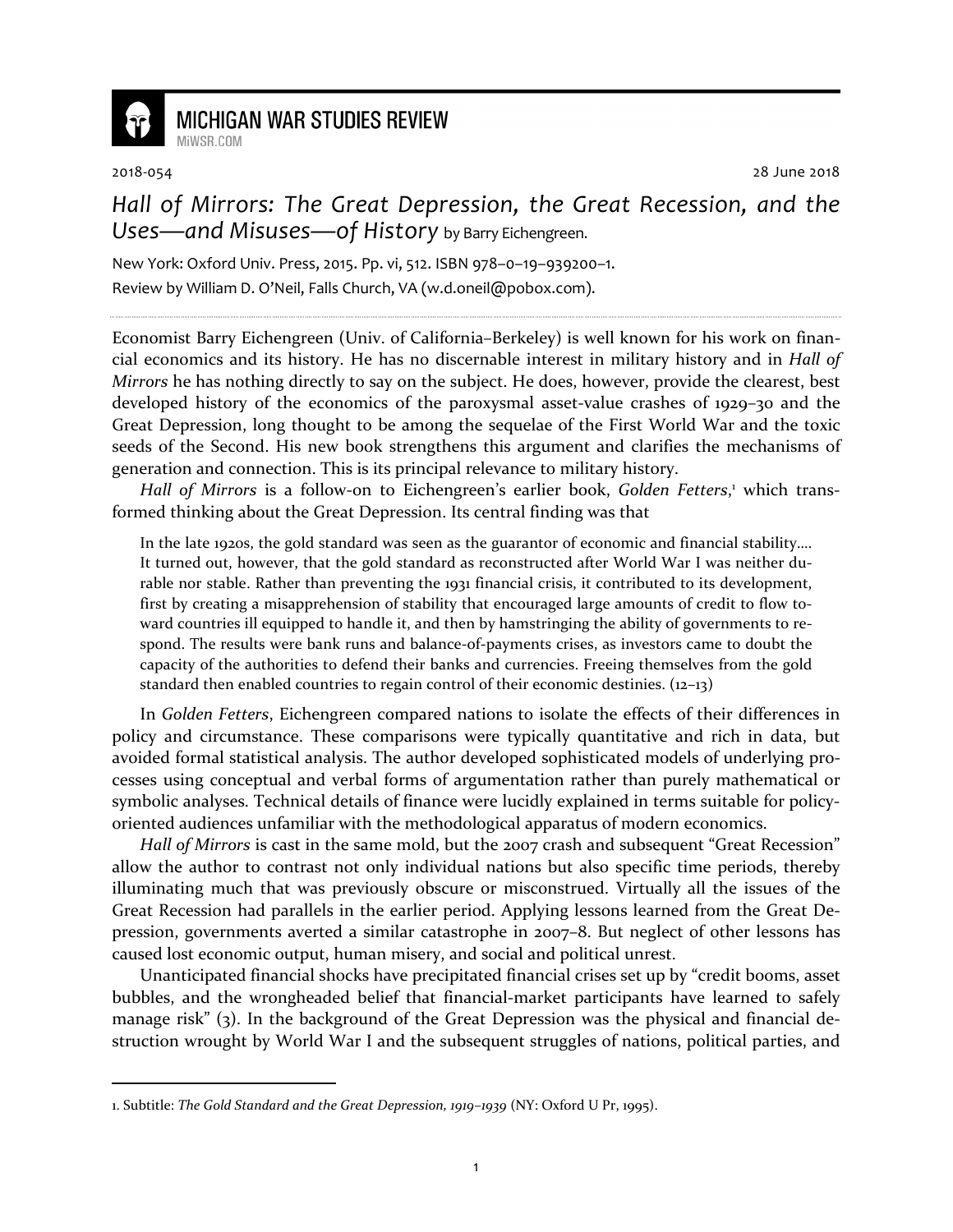MICHIGAN WAR STUDIES REVIEW
MiWSR.COM

2018-054 28 June 2018

# *Hall of Mirrors: The Great Depression, the Great Recession, and the Uses—and Misuses—of History* by Barry Eichengreen.

New York: Oxford Univ. Press, 2015. Pp. vi, 512. ISBN 978–0–19–939200–1.
Review by William D. O'Neil, Falls Church, VA (w.d.oneil@pobox.com).

---

Economist Barry Eichengreen (Univ. of California–Berkeley) is well known for his work on financial economics and its history. He has no discernable interest in military history and in *Hall of Mirrors* he has nothing directly to say on the subject. He does, however, provide the clearest, best developed history of the economics of the paroxysmal asset-value crashes of 1929–30 and the Great Depression, long thought to be among the sequelae of the First World War and the toxic seeds of the Second. His new book strengthens this argument and clarifies the mechanisms of generation and connection. This is its principal relevance to military history.

*Hall of Mirrors* is a follow-on to Eichengreen's earlier book, *Golden Fetters*,[1] which transformed thinking about the Great Depression. Its central finding was that

> In the late 1920s, the gold standard was seen as the guarantor of economic and financial stability.... It turned out, however, that the gold standard as reconstructed after World War I was neither durable nor stable. Rather than preventing the 1931 financial crisis, it contributed to its development, first by creating a misapprehension of stability that encouraged large amounts of credit to flow toward countries ill equipped to handle it, and then by hamstringing the ability of governments to respond. The results were bank runs and balance-of-payments crises, as investors came to doubt the capacity of the authorities to defend their banks and currencies. Freeing themselves from the gold standard then enabled countries to regain control of their economic destinies. (12–13)

In *Golden Fetters*, Eichengreen compared nations to isolate the effects of their differences in policy and circumstance. These comparisons were typically quantitative and rich in data, but avoided formal statistical analysis. The author developed sophisticated models of underlying processes using conceptual and verbal forms of argumentation rather than purely mathematical or symbolic analyses. Technical details of finance were lucidly explained in terms suitable for policy-oriented audiences unfamiliar with the methodological apparatus of modern economics.

*Hall of Mirrors* is cast in the same mold, but the 2007 crash and subsequent "Great Recession" allow the author to contrast not only individual nations but also specific time periods, thereby illuminating much that was previously obscure or misconstrued. Virtually all the issues of the Great Recession had parallels in the earlier period. Applying lessons learned from the Great Depression, governments averted a similar catastrophe in 2007–8. But neglect of other lessons has caused lost economic output, human misery, and social and political unrest.

Unanticipated financial shocks have precipitated financial crises set up by "credit booms, asset bubbles, and the wrongheaded belief that financial-market participants have learned to safely manage risk" (3). In the background of the Great Depression was the physical and financial destruction wrought by World War I and the subsequent struggles of nations, political parties, and

---

1. Subtitle: *The Gold Standard and the Great Depression, 1919–1939* (NY: Oxford U Pr, 1995).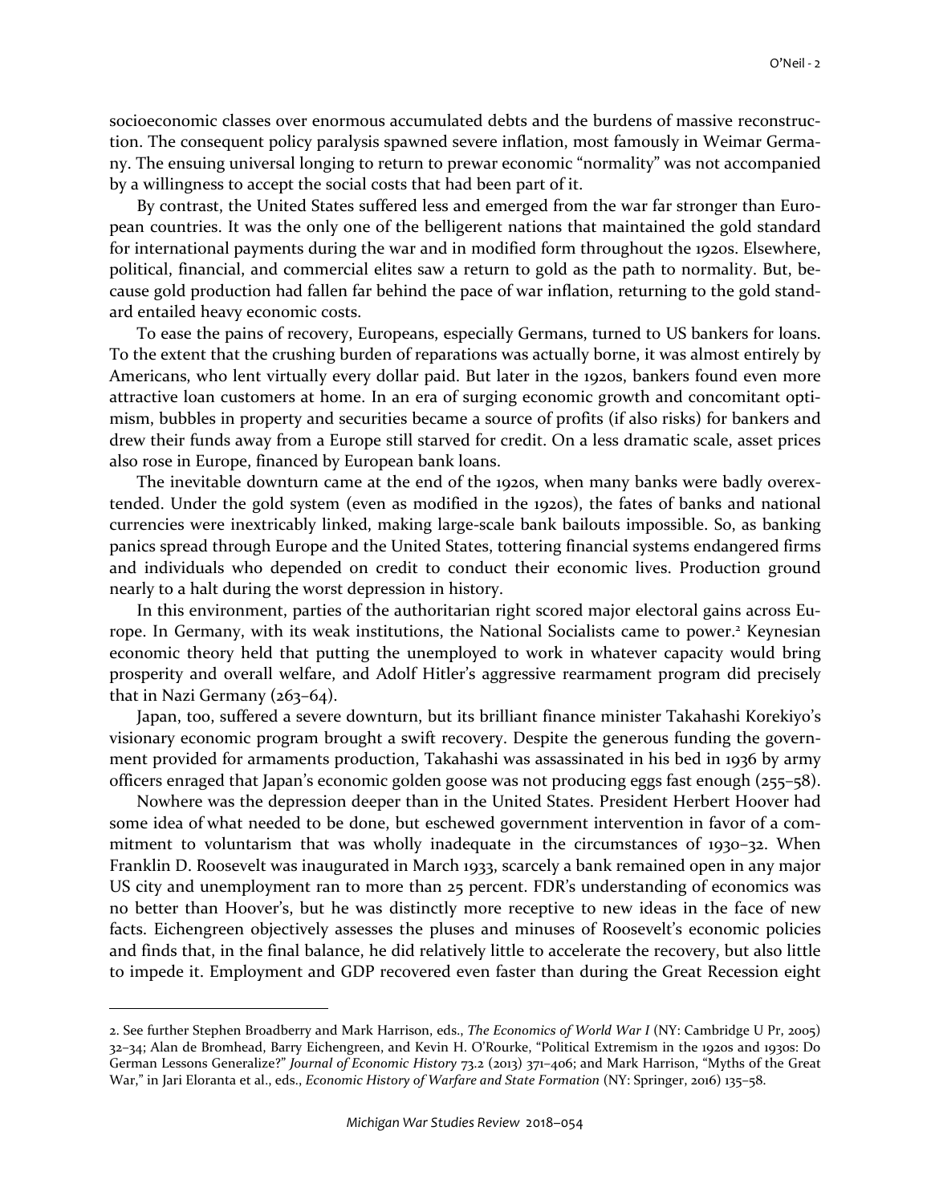socioeconomic classes over enormous accumulated debts and the burdens of massive reconstruction. The consequent policy paralysis spawned severe inflation, most famously in Weimar Germany. The ensuing universal longing to return to prewar economic "normality" was not accompanied by a willingness to accept the social costs that had been part of it.

By contrast, the United States suffered less and emerged from the war far stronger than European countries. It was the only one of the belligerent nations that maintained the gold standard for international payments during the war and in modified form throughout the 1920s. Elsewhere, political, financial, and commercial elites saw a return to gold as the path to normality. But, because gold production had fallen far behind the pace of war inflation, returning to the gold standard entailed heavy economic costs.

To ease the pains of recovery, Europeans, especially Germans, turned to US bankers for loans. To the extent that the crushing burden of reparations was actually borne, it was almost entirely by Americans, who lent virtually every dollar paid. But later in the 1920s, bankers found even more attractive loan customers at home. In an era of surging economic growth and concomitant optimism, bubbles in property and securities became a source of profits (if also risks) for bankers and drew their funds away from a Europe still starved for credit. On a less dramatic scale, asset prices also rose in Europe, financed by European bank loans.

The inevitable downturn came at the end of the 1920s, when many banks were badly overextended. Under the gold system (even as modified in the 1920s), the fates of banks and national currencies were inextricably linked, making large-scale bank bailouts impossible. So, as banking panics spread through Europe and the United States, tottering financial systems endangered firms and individuals who depended on credit to conduct their economic lives. Production ground nearly to a halt during the worst depression in history.

In this environment, parties of the authoritarian right scored major electoral gains across Europe. In Germany, with its weak institutions, the National Socialists came to power.[2] Keynesian economic theory held that putting the unemployed to work in whatever capacity would bring prosperity and overall welfare, and Adolf Hitler's aggressive rearmament program did precisely that in Nazi Germany (263–64).

Japan, too, suffered a severe downturn, but its brilliant finance minister Takahashi Korekiyo's visionary economic program brought a swift recovery. Despite the generous funding the government provided for armaments production, Takahashi was assassinated in his bed in 1936 by army officers enraged that Japan's economic golden goose was not producing eggs fast enough (255–58).

Nowhere was the depression deeper than in the United States. President Herbert Hoover had some idea of what needed to be done, but eschewed government intervention in favor of a commitment to voluntarism that was wholly inadequate in the circumstances of 1930–32. When Franklin D. Roosevelt was inaugurated in March 1933, scarcely a bank remained open in any major US city and unemployment ran to more than 25 percent. FDR's understanding of economics was no better than Hoover's, but he was distinctly more receptive to new ideas in the face of new facts. Eichengreen objectively assesses the pluses and minuses of Roosevelt's economic policies and finds that, in the final balance, he did relatively little to accelerate the recovery, but also little to impede it. Employment and GDP recovered even faster than during the Great Recession eight

---

2. See further Stephen Broadberry and Mark Harrison, eds., *The Economics of World War I* (NY: Cambridge U Pr, 2005) 32–34; Alan de Bromhead, Barry Eichengreen, and Kevin H. O'Rourke, "Political Extremism in the 1920s and 1930s: Do German Lessons Generalize?" *Journal of Economic History* 73.2 (2013) 371–406; and Mark Harrison, "Myths of the Great War," in Jari Eloranta et al., eds., *Economic History of Warfare and State Formation* (NY: Springer, 2016) 135–58.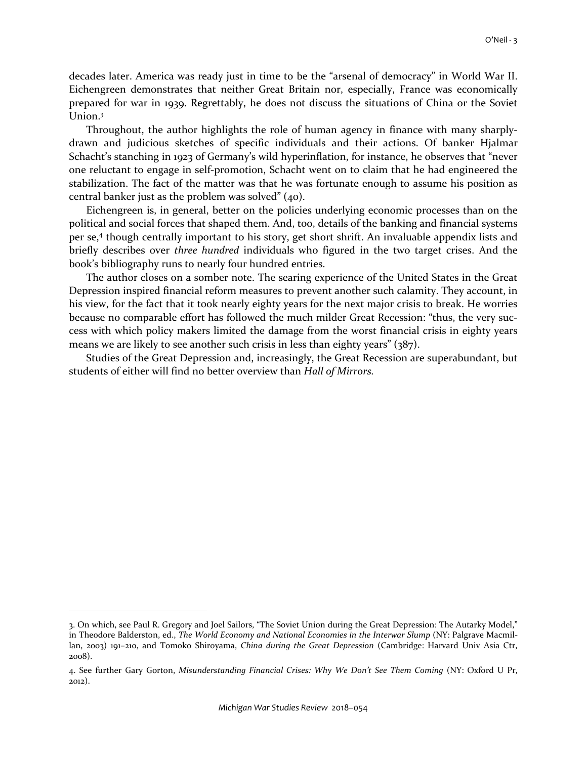decades later. America was ready just in time to be the "arsenal of democracy" in World War II. Eichengreen demonstrates that neither Great Britain nor, especially, France was economically prepared for war in 1939. Regrettably, he does not discuss the situations of China or the Soviet Union.[3]

Throughout, the author highlights the role of human agency in finance with many sharply-drawn and judicious sketches of specific individuals and their actions. Of banker Hjalmar Schacht's stanching in 1923 of Germany's wild hyperinflation, for instance, he observes that "never one reluctant to engage in self-promotion, Schacht went on to claim that he had engineered the stabilization. The fact of the matter was that he was fortunate enough to assume his position as central banker just as the problem was solved" (40).

Eichengreen is, in general, better on the policies underlying economic processes than on the political and social forces that shaped them. And, too, details of the banking and financial systems per se,[4] though centrally important to his story, get short shrift. An invaluable appendix lists and briefly describes over *three hundred* individuals who figured in the two target crises. And the book's bibliography runs to nearly four hundred entries.

The author closes on a somber note. The searing experience of the United States in the Great Depression inspired financial reform measures to prevent another such calamity. They account, in his view, for the fact that it took nearly eighty years for the next major crisis to break. He worries because no comparable effort has followed the much milder Great Recession: "thus, the very success with which policy makers limited the damage from the worst financial crisis in eighty years means we are likely to see another such crisis in less than eighty years" (387).

Studies of the Great Depression and, increasingly, the Great Recession are superabundant, but students of either will find no better overview than *Hall of Mirrors.*

---

3. On which, see Paul R. Gregory and Joel Sailors, "The Soviet Union during the Great Depression: The Autarky Model," in Theodore Balderston, ed., *The World Economy and National Economies in the Interwar Slump* (NY: Palgrave Macmillan, 2003) 191–210, and Tomoko Shiroyama, *China during the Great Depression* (Cambridge: Harvard Univ Asia Ctr, 2008).

4. See further Gary Gorton, *Misunderstanding Financial Crises: Why We Don't See Them Coming* (NY: Oxford U Pr, 2012).